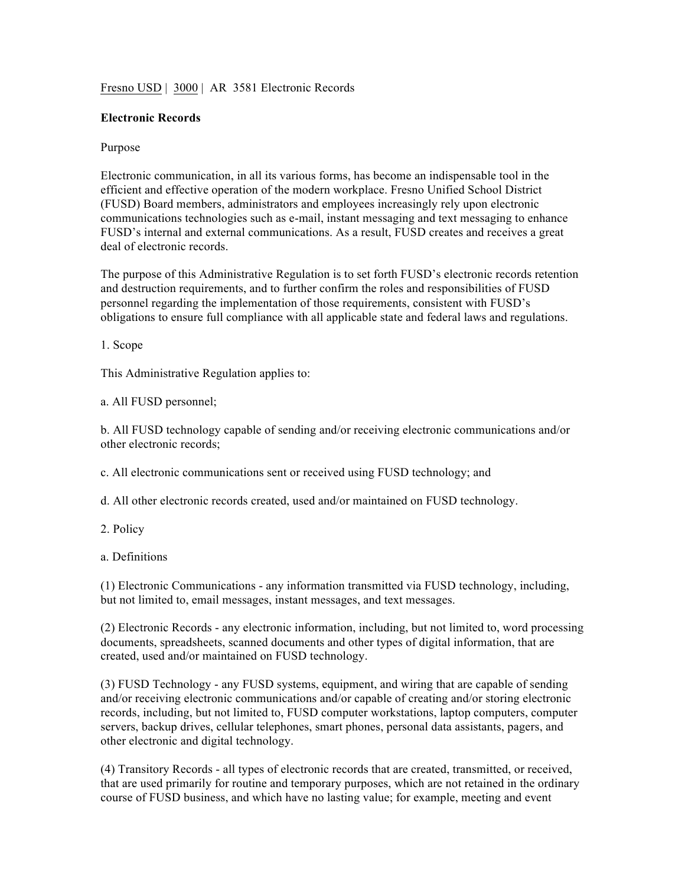Fresno USD | 3000 | AR 3581 Electronic Records

**Electronic Records**

Purpose

Electronic communication, in all its various forms, has become an indispensable tool in the efficient and effective operation of the modern workplace. Fresno Unified School District (FUSD) Board members, administrators and employees increasingly rely upon electronic communications technologies such as e-mail, instant messaging and text messaging to enhance FUSD's internal and external communications. As a result, FUSD creates and receives a great deal of electronic records.

The purpose of this Administrative Regulation is to set forth FUSD's electronic records retention and destruction requirements, and to further confirm the roles and responsibilities of FUSD personnel regarding the implementation of those requirements, consistent with FUSD's obligations to ensure full compliance with all applicable state and federal laws and regulations.

1. Scope

This Administrative Regulation applies to:

a. All FUSD personnel;

b. All FUSD technology capable of sending and/or receiving electronic communications and/or other electronic records;

c. All electronic communications sent or received using FUSD technology; and

d. All other electronic records created, used and/or maintained on FUSD technology.

2. Policy

a. Definitions

(1) Electronic Communications - any information transmitted via FUSD technology, including, but not limited to, email messages, instant messages, and text messages.

(2) Electronic Records - any electronic information, including, but not limited to, word processing documents, spreadsheets, scanned documents and other types of digital information, that are created, used and/or maintained on FUSD technology.

(3) FUSD Technology - any FUSD systems, equipment, and wiring that are capable of sending and/or receiving electronic communications and/or capable of creating and/or storing electronic records, including, but not limited to, FUSD computer workstations, laptop computers, computer servers, backup drives, cellular telephones, smart phones, personal data assistants, pagers, and other electronic and digital technology.

(4) Transitory Records - all types of electronic records that are created, transmitted, or received, that are used primarily for routine and temporary purposes, which are not retained in the ordinary course of FUSD business, and which have no lasting value; for example, meeting and event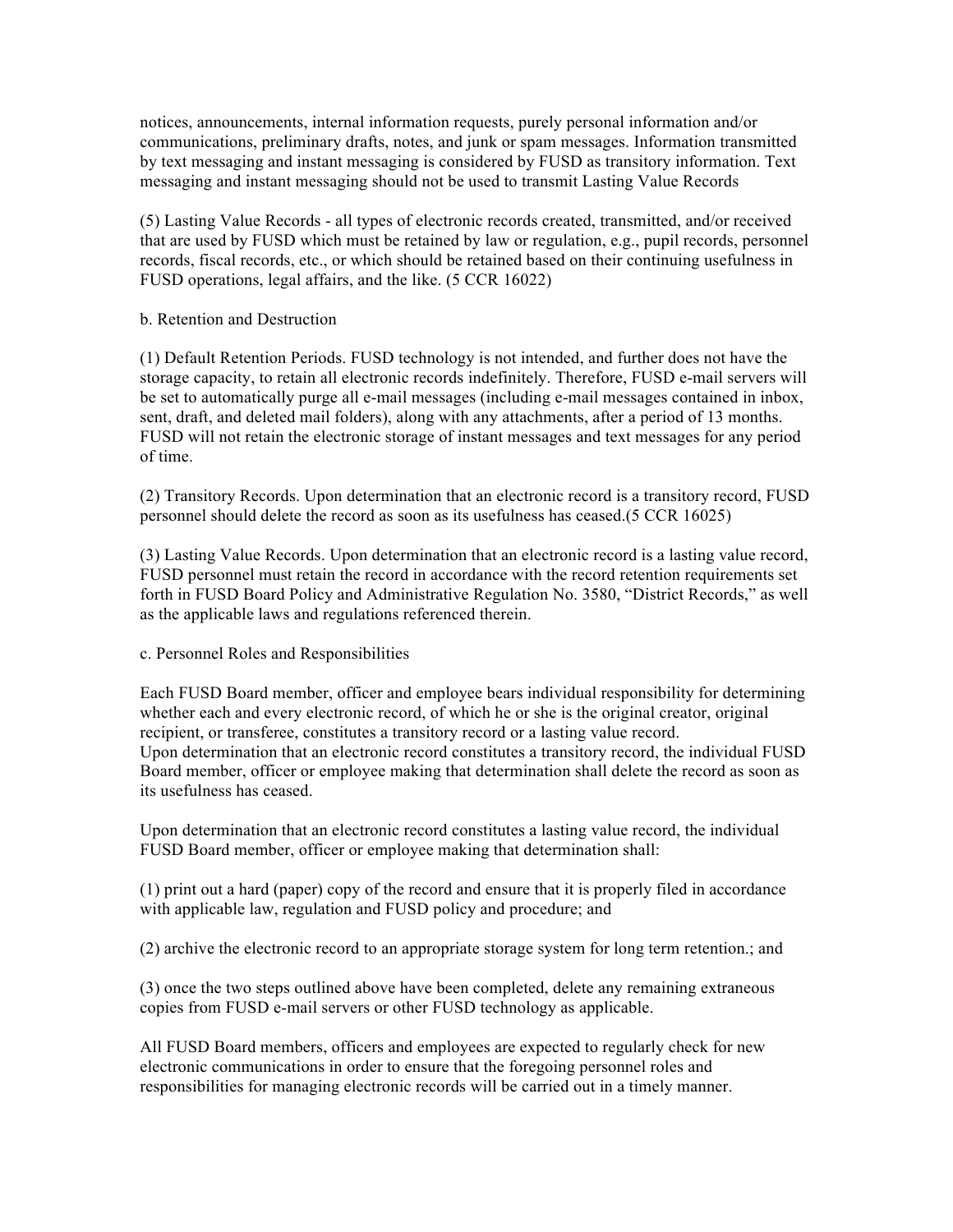notices, announcements, internal information requests, purely personal information and/or communications, preliminary drafts, notes, and junk or spam messages. Information transmitted by text messaging and instant messaging is considered by FUSD as transitory information. Text messaging and instant messaging should not be used to transmit Lasting Value Records

(5) Lasting Value Records - all types of electronic records created, transmitted, and/or received that are used by FUSD which must be retained by law or regulation, e.g., pupil records, personnel records, fiscal records, etc., or which should be retained based on their continuing usefulness in FUSD operations, legal affairs, and the like. (5 CCR 16022)

b. Retention and Destruction

(1) Default Retention Periods. FUSD technology is not intended, and further does not have the storage capacity, to retain all electronic records indefinitely. Therefore, FUSD e-mail servers will be set to automatically purge all e-mail messages (including e-mail messages contained in inbox, sent, draft, and deleted mail folders), along with any attachments, after a period of 13 months. FUSD will not retain the electronic storage of instant messages and text messages for any period of time.

(2) Transitory Records. Upon determination that an electronic record is a transitory record, FUSD personnel should delete the record as soon as its usefulness has ceased.(5 CCR 16025)

(3) Lasting Value Records. Upon determination that an electronic record is a lasting value record, FUSD personnel must retain the record in accordance with the record retention requirements set forth in FUSD Board Policy and Administrative Regulation No. 3580, "District Records," as well as the applicable laws and regulations referenced therein.

c. Personnel Roles and Responsibilities

Each FUSD Board member, officer and employee bears individual responsibility for determining whether each and every electronic record, of which he or she is the original creator, original recipient, or transferee, constitutes a transitory record or a lasting value record.
Upon determination that an electronic record constitutes a transitory record, the individual FUSD Board member, officer or employee making that determination shall delete the record as soon as its usefulness has ceased.

Upon determination that an electronic record constitutes a lasting value record, the individual FUSD Board member, officer or employee making that determination shall:

(1) print out a hard (paper) copy of the record and ensure that it is properly filed in accordance with applicable law, regulation and FUSD policy and procedure; and

(2) archive the electronic record to an appropriate storage system for long term retention.; and

(3) once the two steps outlined above have been completed, delete any remaining extraneous copies from FUSD e-mail servers or other FUSD technology as applicable.

All FUSD Board members, officers and employees are expected to regularly check for new electronic communications in order to ensure that the foregoing personnel roles and responsibilities for managing electronic records will be carried out in a timely manner.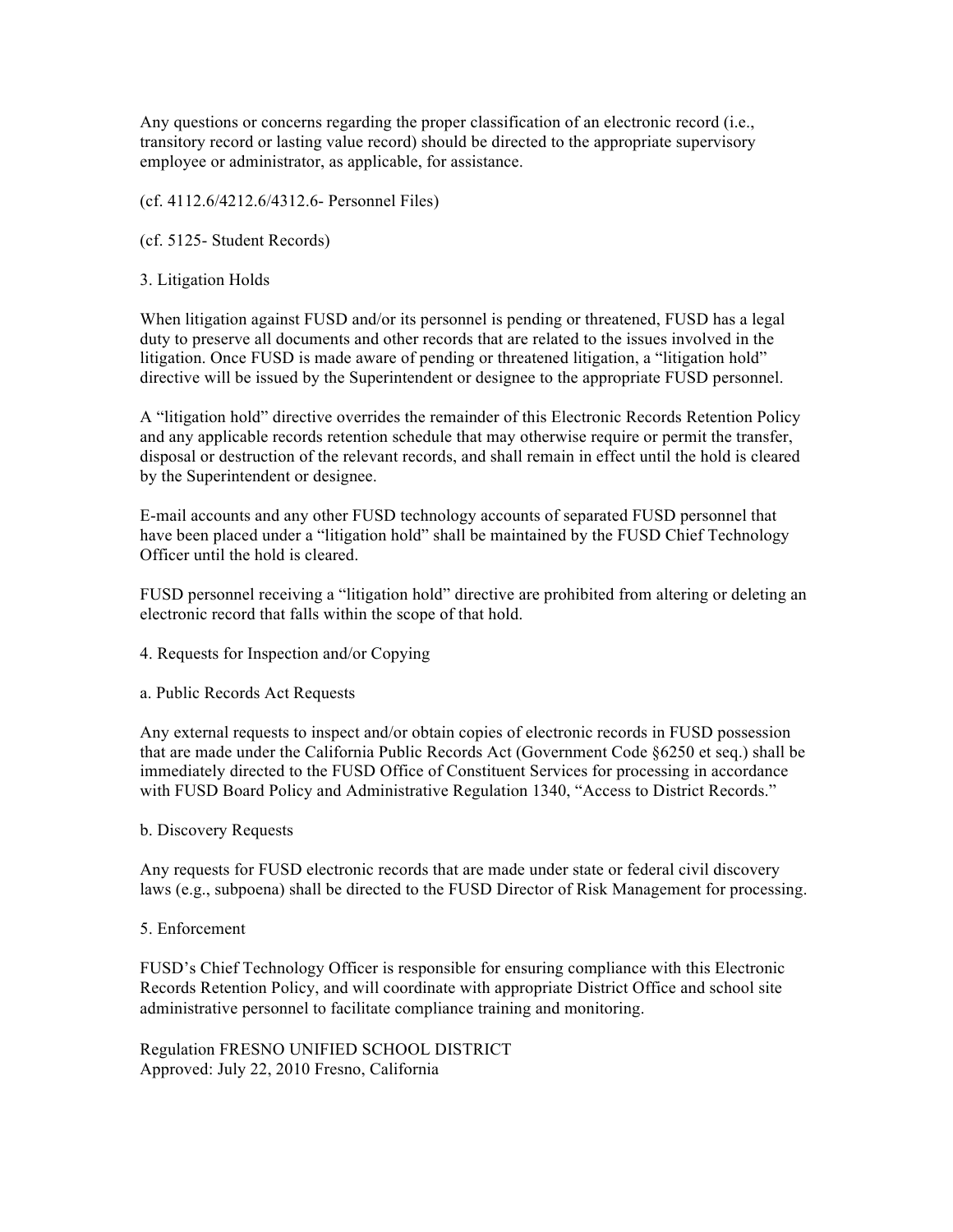Any questions or concerns regarding the proper classification of an electronic record (i.e., transitory record or lasting value record) should be directed to the appropriate supervisory employee or administrator, as applicable, for assistance.

(cf. 4112.6/4212.6/4312.6- Personnel Files)

(cf. 5125- Student Records)

3. Litigation Holds

When litigation against FUSD and/or its personnel is pending or threatened, FUSD has a legal duty to preserve all documents and other records that are related to the issues involved in the litigation. Once FUSD is made aware of pending or threatened litigation, a "litigation hold" directive will be issued by the Superintendent or designee to the appropriate FUSD personnel.

A "litigation hold" directive overrides the remainder of this Electronic Records Retention Policy and any applicable records retention schedule that may otherwise require or permit the transfer, disposal or destruction of the relevant records, and shall remain in effect until the hold is cleared by the Superintendent or designee.

E-mail accounts and any other FUSD technology accounts of separated FUSD personnel that have been placed under a "litigation hold" shall be maintained by the FUSD Chief Technology Officer until the hold is cleared.

FUSD personnel receiving a "litigation hold" directive are prohibited from altering or deleting an electronic record that falls within the scope of that hold.

4. Requests for Inspection and/or Copying

a. Public Records Act Requests

Any external requests to inspect and/or obtain copies of electronic records in FUSD possession that are made under the California Public Records Act (Government Code §6250 et seq.) shall be immediately directed to the FUSD Office of Constituent Services for processing in accordance with FUSD Board Policy and Administrative Regulation 1340, "Access to District Records."

b. Discovery Requests

Any requests for FUSD electronic records that are made under state or federal civil discovery laws (e.g., subpoena) shall be directed to the FUSD Director of Risk Management for processing.

5. Enforcement

FUSD's Chief Technology Officer is responsible for ensuring compliance with this Electronic Records Retention Policy, and will coordinate with appropriate District Office and school site administrative personnel to facilitate compliance training and monitoring.

Regulation FRESNO UNIFIED SCHOOL DISTRICT
Approved: July 22, 2010 Fresno, California